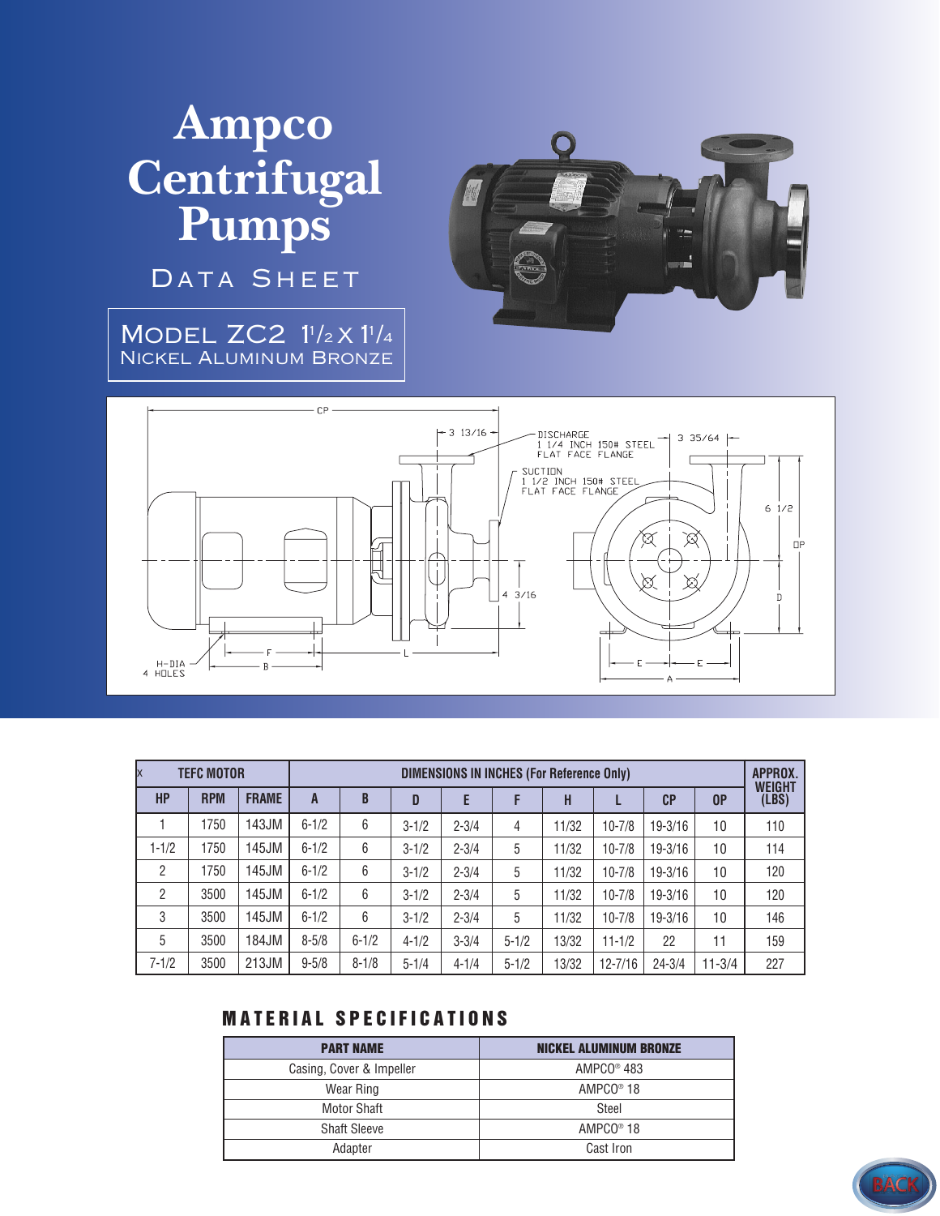# Ampco Centrifugal Pumps

## Data Sheet

### Model ZC2 1½ x 1¼
### Nickel Aluminum Bronze

CP

3 13/16

DISCHARGE
1 1/4 INCH 150# STEEL
FLAT FACE FLANGE

3 35/64

SUCTION
1 1/2 INCH 150# STEEL
FLAT FACE FLANGE

6 1/2

OP

4 3/16

D

H-DIA
4 HOLES

F

B

L

E

E

A

| TEFC MOTOR | | | DIMENSIONS IN INCHES (For Reference Only) | | | | | | | | | APPROX. WEIGHT (LBS) |
|---|---|---|---|---|---|---|---|---|---|---|---|---|
| HP | RPM | FRAME | A | B | D | E | F | H | L | CP | OP | |
| 1 | 1750 | 143JM | 6-1/2 | 6 | 3-1/2 | 2-3/4 | 4 | 11/32 | 10-7/8 | 19-3/16 | 10 | 110 |
| 1-1/2 | 1750 | 145JM | 6-1/2 | 6 | 3-1/2 | 2-3/4 | 5 | 11/32 | 10-7/8 | 19-3/16 | 10 | 114 |
| 2 | 1750 | 145JM | 6-1/2 | 6 | 3-1/2 | 2-3/4 | 5 | 11/32 | 10-7/8 | 19-3/16 | 10 | 120 |
| 2 | 3500 | 145JM | 6-1/2 | 6 | 3-1/2 | 2-3/4 | 5 | 11/32 | 10-7/8 | 19-3/16 | 10 | 120 |
| 3 | 3500 | 145JM | 6-1/2 | 6 | 3-1/2 | 2-3/4 | 5 | 11/32 | 10-7/8 | 19-3/16 | 10 | 146 |
| 5 | 3500 | 184JM | 8-5/8 | 6-1/2 | 4-1/2 | 3-3/4 | 5-1/2 | 13/32 | 11-1/2 | 22 | 11 | 159 |
| 7-1/2 | 3500 | 213JM | 9-5/8 | 8-1/8 | 5-1/4 | 4-1/4 | 5-1/2 | 13/32 | 12-7/16 | 24-3/4 | 11-3/4 | 227 |

## MATERIAL SPECIFICATIONS

| PART NAME | NICKEL ALUMINUM BRONZE |
|---|---|
| Casing, Cover & Impeller | AMPCO® 483 |
| Wear Ring | AMPCO® 18 |
| Motor Shaft | Steel |
| Shaft Sleeve | AMPCO® 18 |
| Adapter | Cast Iron |

BACK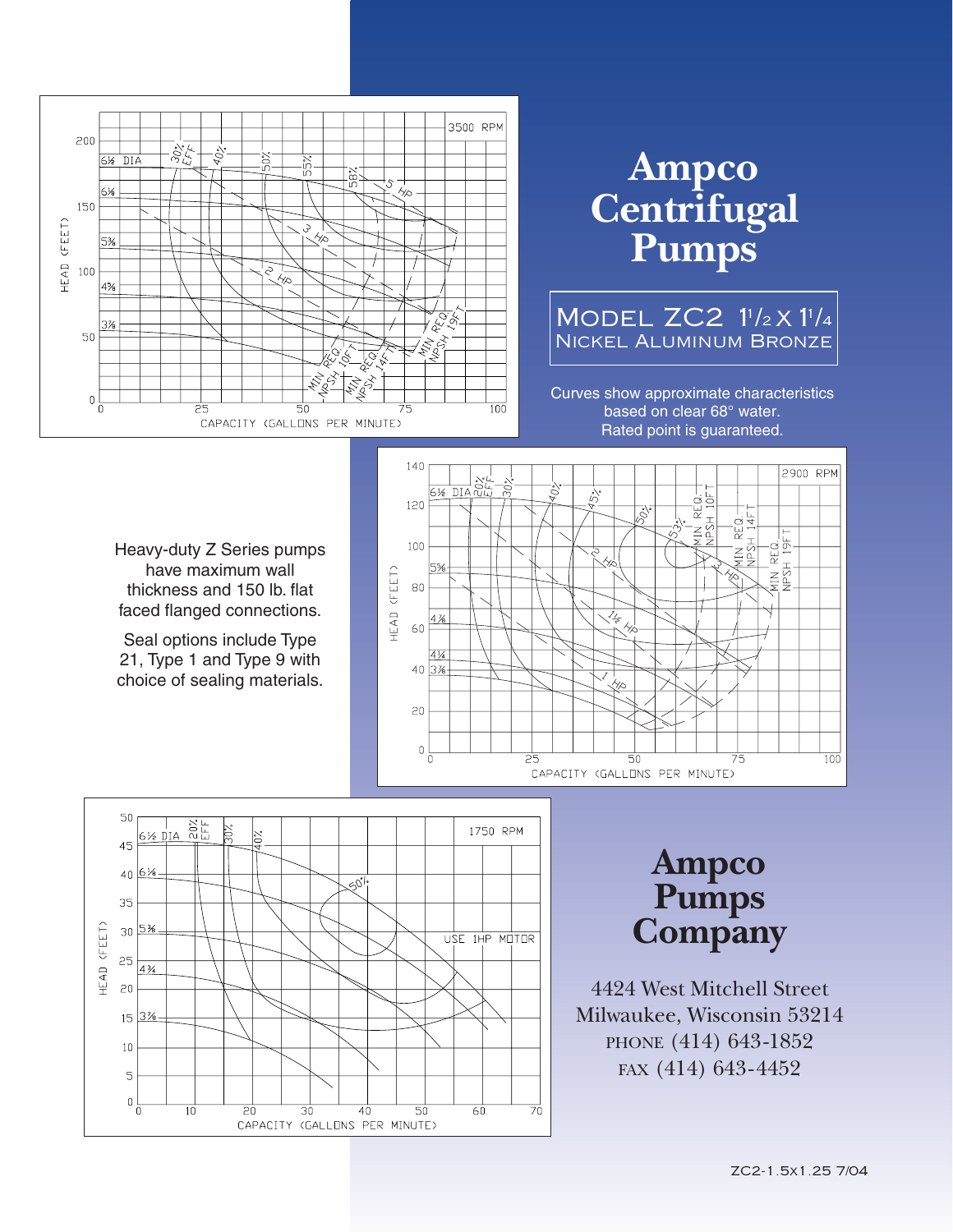3500 RPM

200
150
100
50
0

HEAD (FEET)

6½ DIA
6⅛
5⅜
4⅜
3⅞

30% EFF
40%
50%
55%
58%

5 HP
3 HP
2 HP

MIN REQ. NPSH 10FT
MIN REQ. NPSH 14FT
MIN REQ. NPSH 19FT

0
25
50
75
100

CAPACITY (GALLONS PER MINUTE)

# Ampco Centrifugal Pumps

## Model ZC2 1½ x 1¼
## Nickel Aluminum Bronze

Curves show approximate characteristics based on clear 68° water. Rated point is guaranteed.

Heavy-duty Z Series pumps have maximum wall thickness and 150 lb. flat faced flanged connections.

Seal options include Type 21, Type 1 and Type 9 with choice of sealing materials.

2900 RPM

140
120
100
80
60
40
20
0

HEAD (FEET)

6½ DIA
5⅜
4⅞
4¼
3⅞

20% EFF
30%
40%
45%
50%
53%

3 HP
2 HP
1½ HP
1 HP

MIN REQ. NPSH 10FT
MIN REQ. NPSH 14FT
MIN REQ. NPSH 19FT

0
25
50
75
100

CAPACITY (GALLONS PER MINUTE)

1750 RPM

50
45
40
35
30
25
20
15
10
5
0

HEAD (FEET)

6½ DIA
6⅛
5⅜
4¾
3⅞

20% EFF
30%
40%
50%

USE 1HP MOTOR

0
10
20
30
40
50
60
70

CAPACITY (GALLONS PER MINUTE)

# Ampco Pumps Company

4424 West Mitchell Street
Milwaukee, Wisconsin 53214
PHONE (414) 643-1852
FAX (414) 643-4452

ZC2-1.5x1.25 7/04